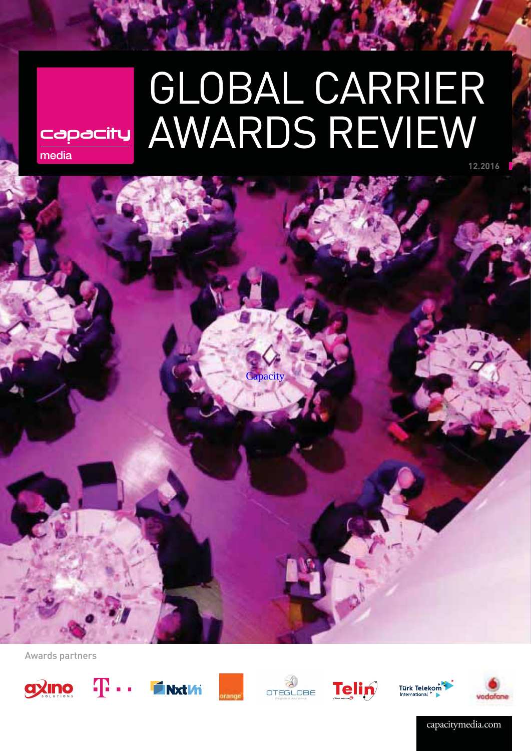capacity media

# GLOBAL CARRIER AWARDS REVIEW

12.2016

Capacity

Awards partners

capacitymedia.com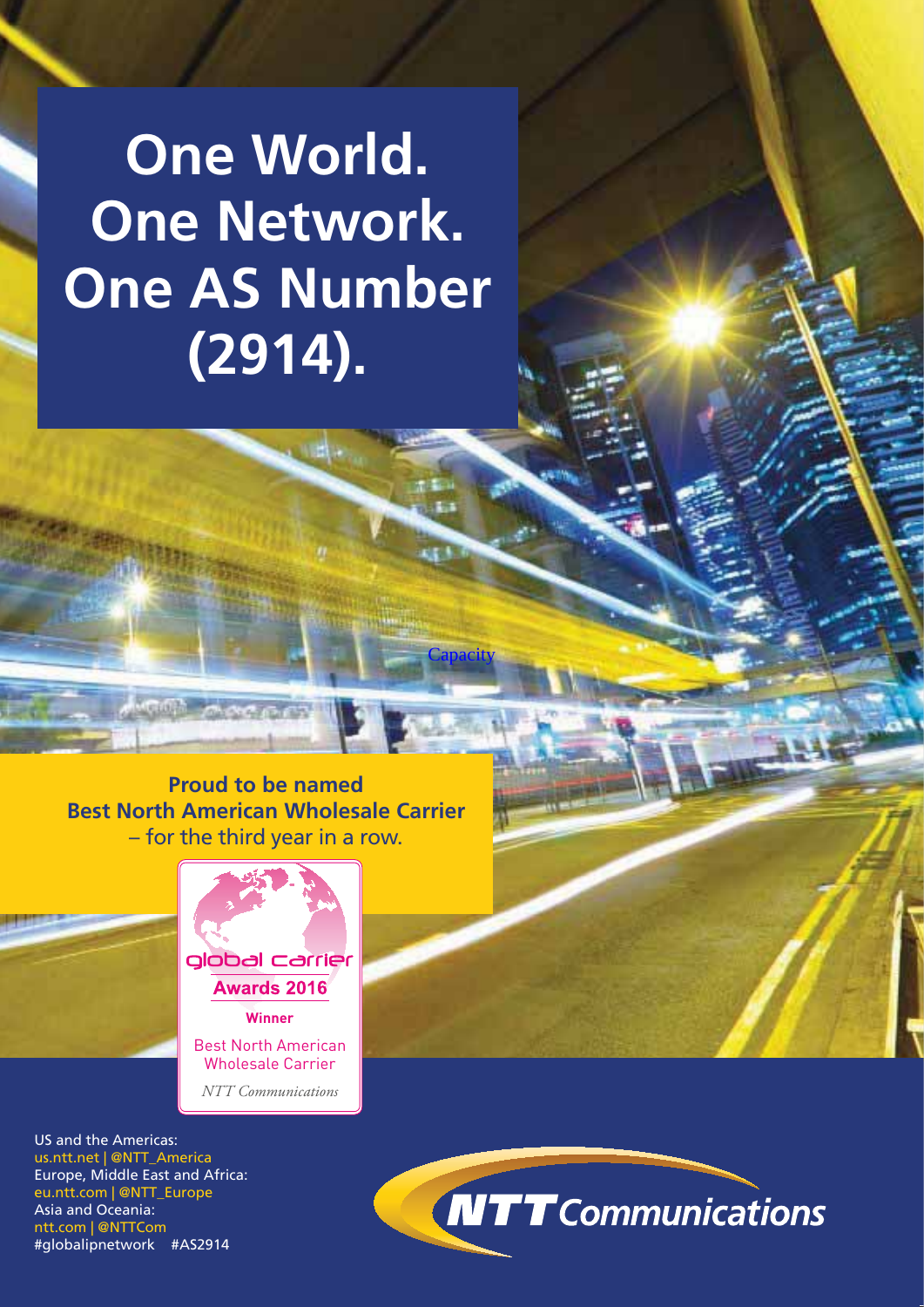# One World. One Network. One AS Number (2914).

Capacity

**Proud to be named Best North American Wholesale Carrier** – for the third year in a row.

global carrier **Awards 2016**

**Winner**

Best North American Wholesale Carrier

*NTT Communications*

US and the Americas:
us.ntt.net | @NTT_America
Europe, Middle East and Africa:
eu.ntt.com | @NTT_Europe
Asia and Oceania:
ntt.com | @NTTCom
#globalipnetwork #AS2914

**NTT** Communications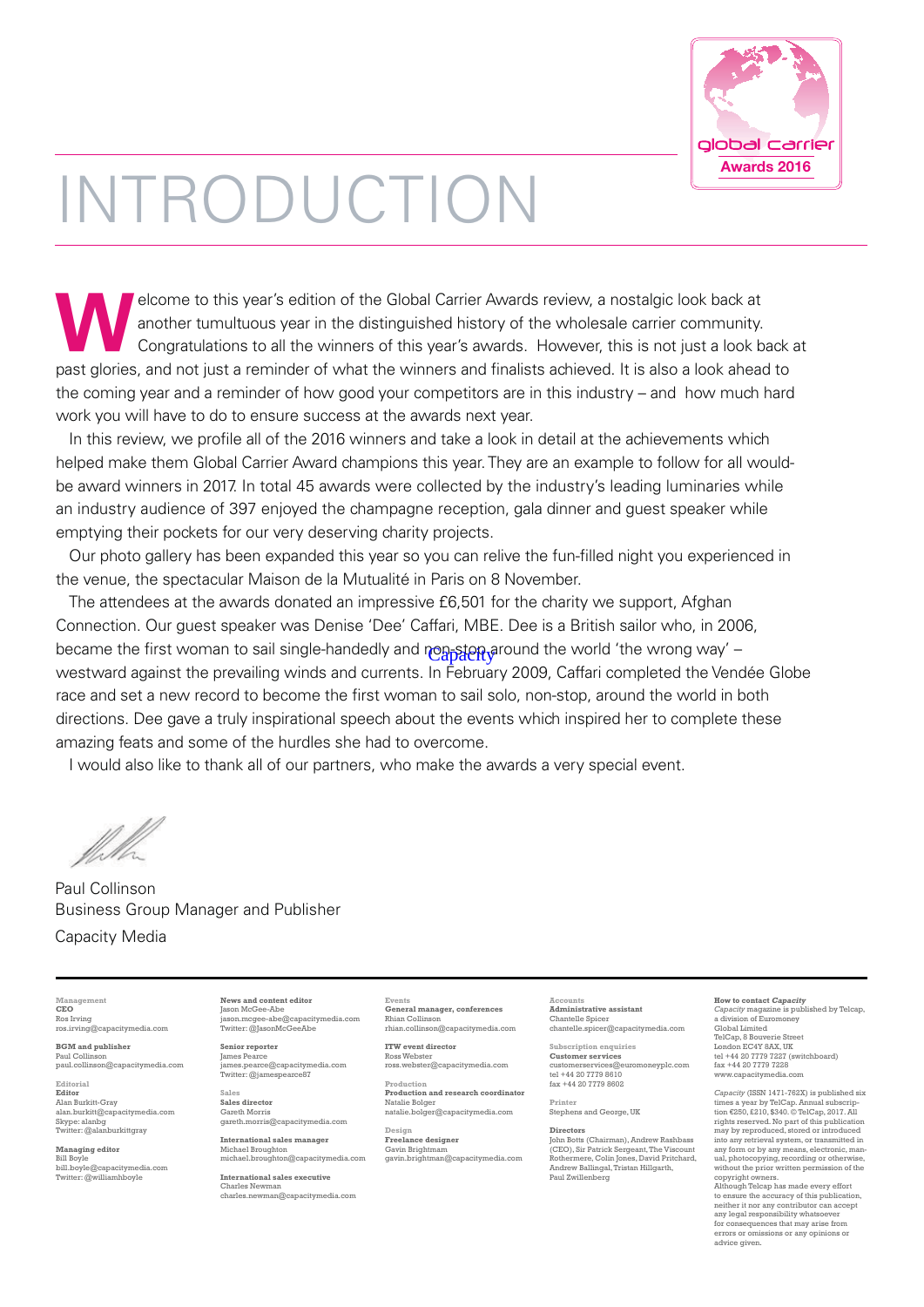global carrier Awards 2016

# INTRODUCTION

Welcome to this year's edition of the Global Carrier Awards review, a nostalgic look back at another tumultuous year in the distinguished history of the wholesale carrier community. Congratulations to all the winners of this year's awards. However, this is not just a look back at past glories, and not just a reminder of what the winners and finalists achieved. It is also a look ahead to the coming year and a reminder of how good your competitors are in this industry – and how much hard work you will have to do to ensure success at the awards next year.

In this review, we profile all of the 2016 winners and take a look in detail at the achievements which helped make them Global Carrier Award champions this year. They are an example to follow for all would-be award winners in 2017. In total 45 awards were collected by the industry's leading luminaries while an industry audience of 397 enjoyed the champagne reception, gala dinner and guest speaker while emptying their pockets for our very deserving charity projects.

Our photo gallery has been expanded this year so you can relive the fun-filled night you experienced in the venue, the spectacular Maison de la Mutualité in Paris on 8 November.

The attendees at the awards donated an impressive £6,501 for the charity we support, Afghan Connection. Our guest speaker was Denise 'Dee' Caffari, MBE. Dee is a British sailor who, in 2006, became the first woman to sail single-handedly and non-stop around the world 'the wrong way' – westward against the prevailing winds and currents. In February 2009, Caffari completed the Vendée Globe race and set a new record to become the first woman to sail solo, non-stop, around the world in both directions. Dee gave a truly inspirational speech about the events which inspired her to complete these amazing feats and some of the hurdles she had to overcome.

I would also like to thank all of our partners, who make the awards a very special event.

Paul Collinson
Business Group Manager and Publisher
Capacity Media

---

**Management**
**CEO**
Ros Irving
ros.irving@capacitymedia.com

**BGM and publisher**
Paul Collinson
paul.collinson@capacitymedia.com

**Editorial**
**Editor**
Alan Burkitt-Gray
alan.burkitt@capacitymedia.com
Skype: alanbg
Twitter: @alanburkittgray

**Managing editor**
Bill Boyle
bill.boyle@capacitymedia.com
Twitter: @williamhboyle

**News and content editor**
Jason McGee-Abe
jason.mcgee-abe@capacitymedia.com
Twitter: @JasonMcGeeAbe

**Senior reporter**
James Pearce
james.pearce@capacitymedia.com
Twitter: @jamespearce87

**Sales**
**Sales director**
Gareth Morris
gareth.morris@capacitymedia.com

**International sales manager**
Michael Broughton
michael.broughton@capacitymedia.com

**International sales executive**
Charles Newman
charles.newman@capacitymedia.com

**Events**
**General manager, conferences**
Rhian Collinson
rhian.collinson@capacitymedia.com

**ITW event director**
Ross Webster
ross.webster@capacitymedia.com

**Production**
**Production and research coordinator**
Natalie Bolger
natalie.bolger@capacitymedia.com

**Design**
**Freelance designer**
Gavin Brightman
gavin.brightman@capacitymedia.com

**Accounts**
**Administrative assistant**
Chantelle Spicer
chantelle.spicer@capacitymedia.com

**Subscription enquiries**
**Customer services**
customerservices@euromoneyplc.com
tel +44 20 7779 8610
fax +44 20 7779 8602

**Printer**
Stephens and George, UK

**Directors**
John Botts (Chairman), Andrew Rashbass (CEO), Sir Patrick Sergeant, The Viscount Rothermere, Colin Jones, David Pritchard, Andrew Ballingal, Tristan Hillgarth, Paul Zwillenberg

**How to contact *Capacity***
*Capacity* magazine is published by Telcap, a division of Euromoney Global Limited
TelCap, 8 Bouverie Street
London EC4Y 8AX, UK
tel +44 20 7779 7227 (switchboard)
fax +44 20 7779 7228
www.capacitymedia.com

*Capacity* (ISSN 1471-762X) is published six times a year by TelCap. Annual subscription €250, £210, $340. © TelCap, 2017. All rights reserved. No part of this publication may by reproduced, stored or introduced into any retrieval system, or transmitted in any form or by any means, electronic, manual, photocopying, recording or otherwise, without the prior written permission of the copyright owners.
Although Telcap has made every effort to ensure the accuracy of this publication, neither it nor any contributor can accept any legal responsibility whatsoever for consequences that may arise from errors or omissions or any opinions or advice given.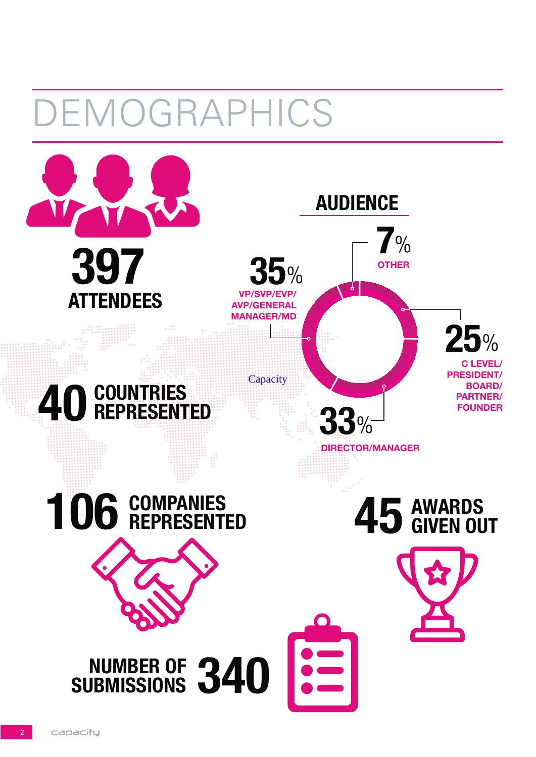# DEMOGRAPHICS

**397**
**ATTENDEES**

**40** **COUNTRIES REPRESENTED**

## AUDIENCE

7%
OTHER

35%
VP/SVP/EVP/AVP/GENERAL MANAGER/MD

25%
C LEVEL/PRESIDENT/BOARD/PARTNER/FOUNDER

33%
DIRECTOR/MANAGER

Capacity

**106** **COMPANIES REPRESENTED**

**45** **AWARDS GIVEN OUT**

**NUMBER OF SUBMISSIONS** **340**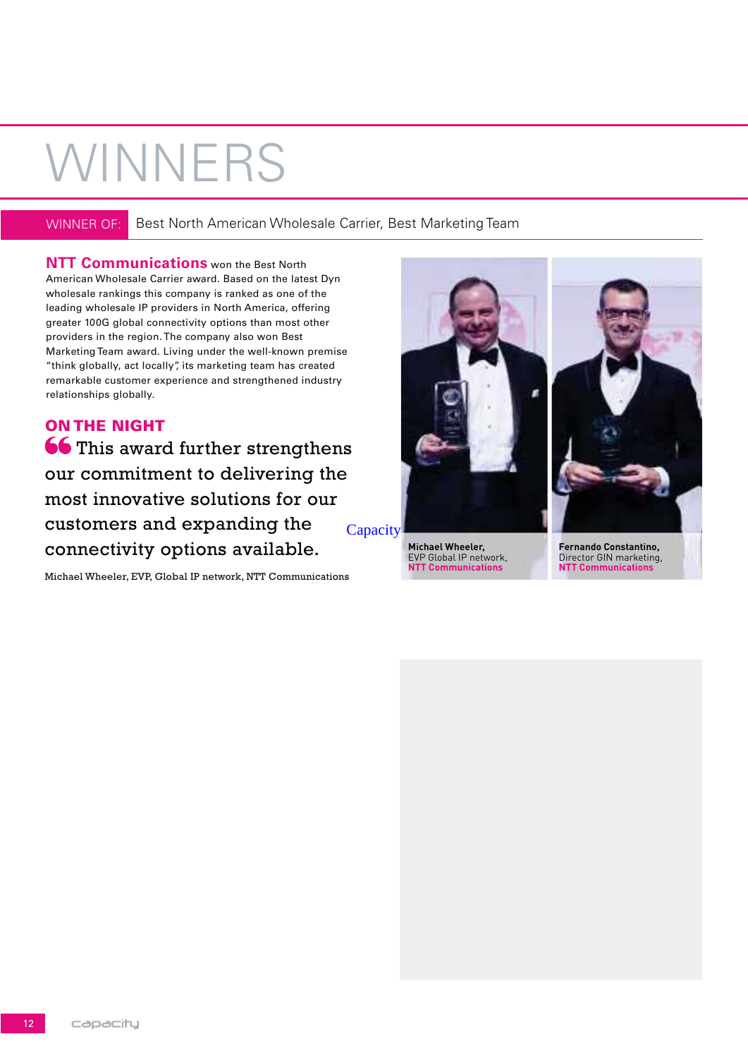# WINNERS

WINNER OF: Best North American Wholesale Carrier, Best Marketing Team

**NTT Communications** won the Best North American Wholesale Carrier award. Based on the latest Dyn wholesale rankings this company is ranked as one of the leading wholesale IP providers in North America, offering greater 100G global connectivity options than most other providers in the region. The company also won Best Marketing Team award. Living under the well-known premise "think globally, act locally", its marketing team has created remarkable customer experience and strengthened industry relationships globally.

## ON THE NIGHT

> This award further strengthens our commitment to delivering the most innovative solutions for our customers and expanding the connectivity options available.

Michael Wheeler, EVP, Global IP network, NTT Communications

Capacity

**Michael Wheeler,**
EVP Global IP network,
**NTT Communications**

**Fernando Constantino,**
Director GIN marketing,
**NTT Communications**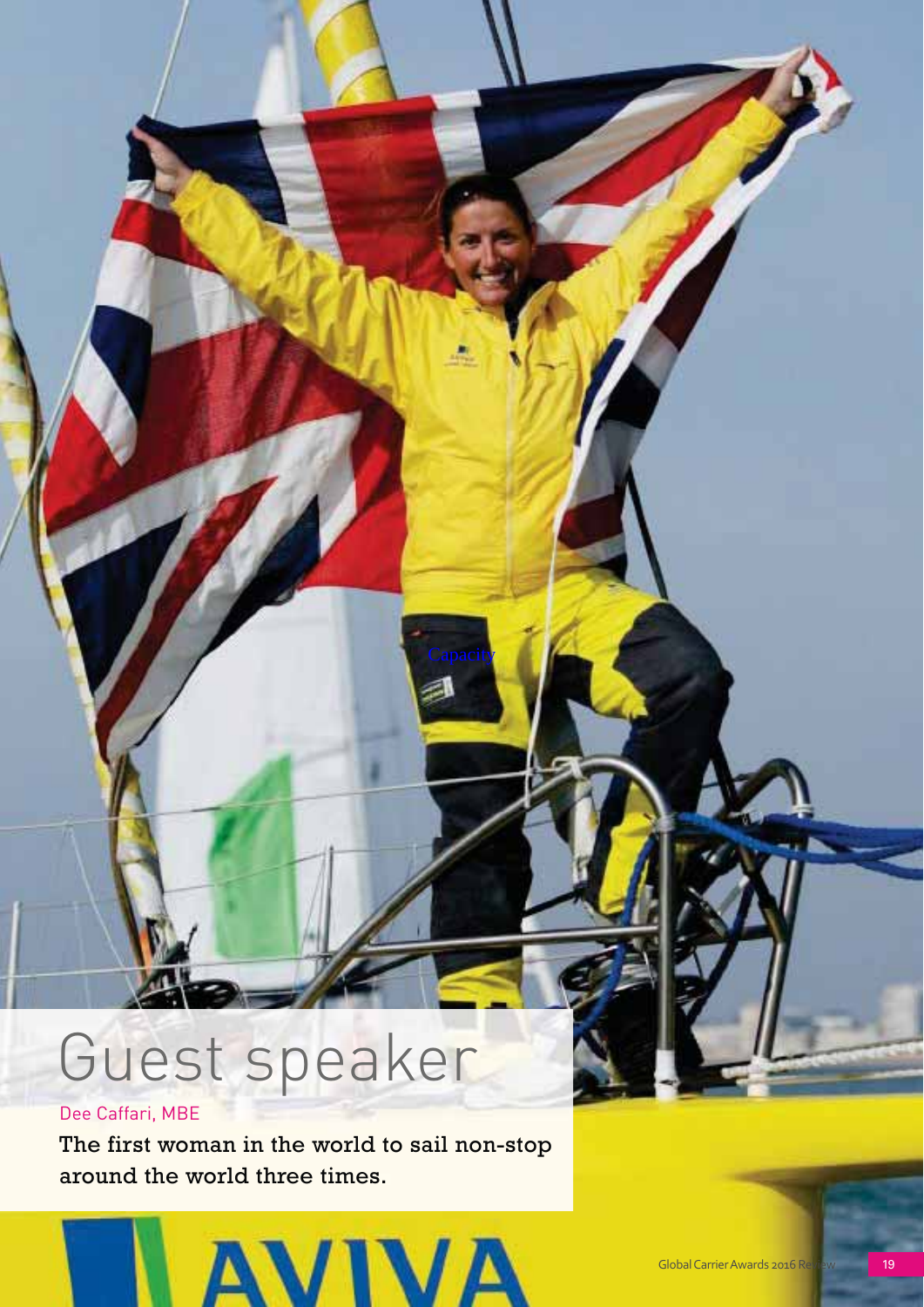# Guest speaker

Dee Caffari, MBE

**The first woman in the world to sail non-stop around the world three times.**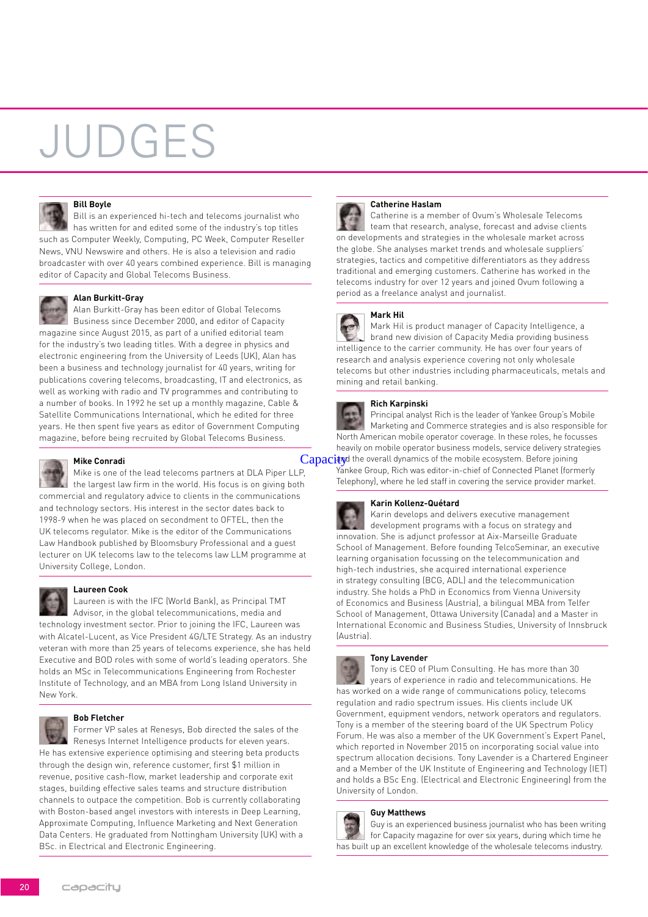# JUDGES

### Bill Boyle

Bill is an experienced hi-tech and telecoms journalist who has written for and edited some of the industry's top titles such as Computer Weekly, Computing, PC Week, Computer Reseller News, VNU Newswire and others. He is also a television and radio broadcaster with over 40 years combined experience. Bill is managing editor of Capacity and Global Telecoms Business.

### Alan Burkitt-Gray

Alan Burkitt-Gray has been editor of Global Telecoms Business since December 2000, and editor of Capacity magazine since August 2015, as part of a unified editorial team for the industry's two leading titles. With a degree in physics and electronic engineering from the University of Leeds (UK), Alan has been a business and technology journalist for 40 years, writing for publications covering telecoms, broadcasting, IT and electronics, as well as working with radio and TV programmes and contributing to a number of books. In 1992 he set up a monthly magazine, Cable & Satellite Communications International, which he edited for three years. He then spent five years as editor of Government Computing magazine, before being recruited by Global Telecoms Business.

### Mike Conradi

Mike is one of the lead telecoms partners at DLA Piper LLP, the largest law firm in the world. His focus is on giving both commercial and regulatory advice to clients in the communications and technology sectors. His interest in the sector dates back to 1998-9 when he was placed on secondment to OFTEL, then the UK telecoms regulator. Mike is the editor of the Communications Law Handbook published by Bloomsbury Professional and a guest lecturer on UK telecoms law to the telecoms law LLM programme at University College, London.

### Lareen Cook

Laureen is with the IFC (World Bank), as Principal TMT Advisor, in the global telecommunications, media and technology investment sector. Prior to joining the IFC, Laureen was with Alcatel-Lucent, as Vice President 4G/LTE Strategy. As an industry veteran with more than 25 years of telecoms experience, she has held Executive and BOD roles with some of world's leading operators. She holds an MSc in Telecommunications Engineering from Rochester Institute of Technology, and an MBA from Long Island University in New York.

### Bob Fletcher

Former VP sales at Renesys, Bob directed the sales of the Renesys Internet Intelligence products for eleven years. He has extensive experience optimising and steering beta products through the design win, reference customer, first $1 million in revenue, positive cash-flow, market leadership and corporate exit stages, building effective sales teams and structure distribution channels to outpace the competition. Bob is currently collaborating with Boston-based angel investors with interests in Deep Learning, Approximate Computing, Influence Marketing and Next Generation Data Centers. He graduated from Nottingham University (UK) with a BSc. in Electrical and Electronic Engineering.

### Catherine Haslam

Catherine is a member of Ovum's Wholesale Telecoms team that research, analyse, forecast and advise clients on developments and strategies in the wholesale market across the globe. She analyses market trends and wholesale suppliers' strategies, tactics and competitive differentiators as they address traditional and emerging customers. Catherine has worked in the telecoms industry for over 12 years and joined Ovum following a period as a freelance analyst and journalist.

### Mark Hil

Mark Hil is product manager of Capacity Intelligence, a brand new division of Capacity Media providing business intelligence to the carrier community. He has over four years of research and analysis experience covering not only wholesale telecoms but other industries including pharmaceuticals, metals and mining and retail banking.

### Rich Karpinski

Principal analyst Rich is the leader of Yankee Group's Mobile Marketing and Commerce strategies and is also responsible for North American mobile operator coverage. In these roles, he focusses heavily on mobile operator business models, service delivery strategies and the overall dynamics of the mobile ecosystem. Before joining Yankee Group, Rich was editor-in-chief of Connected Planet (formerly Telephony), where he led staff in covering the service provider market.

### Karin Kollenz-Quétard

Karin develops and delivers executive management development programs with a focus on strategy and innovation. She is adjunct professor at Aix-Marseille Graduate School of Management. Before founding TelcoSeminar, an executive learning organisation focussing on the telecommunication and high-tech industries, she acquired international experience in strategy consulting (BCG, ADL) and the telecommunication industry. She holds a PhD in Economics from Vienna University of Economics and Business (Austria), a bilingual MBA from Telfer School of Management, Ottawa University (Canada) and a Master in International Economic and Business Studies, University of Innsbruck (Austria).

### Tony Lavender

Tony is CEO of Plum Consulting. He has more than 30 years of experience in radio and telecommunications. He has worked on a wide range of communications policy, telecoms regulation and radio spectrum issues. His clients include UK Government, equipment vendors, network operators and regulators. Tony is a member of the steering board of the UK Spectrum Policy Forum. He was also a member of the UK Government's Expert Panel, which reported in November 2015 on incorporating social value into spectrum allocation decisions. Tony Lavender is a Chartered Engineer and a Member of the UK Institute of Engineering and Technology (IET) and holds a BSc Eng. (Electrical and Electronic Engineering) from the University of London.

### Guy Matthews

Guy is an experienced business journalist who has been writing for Capacity magazine for over six years, during which time he has built up an excellent knowledge of the wholesale telecoms industry.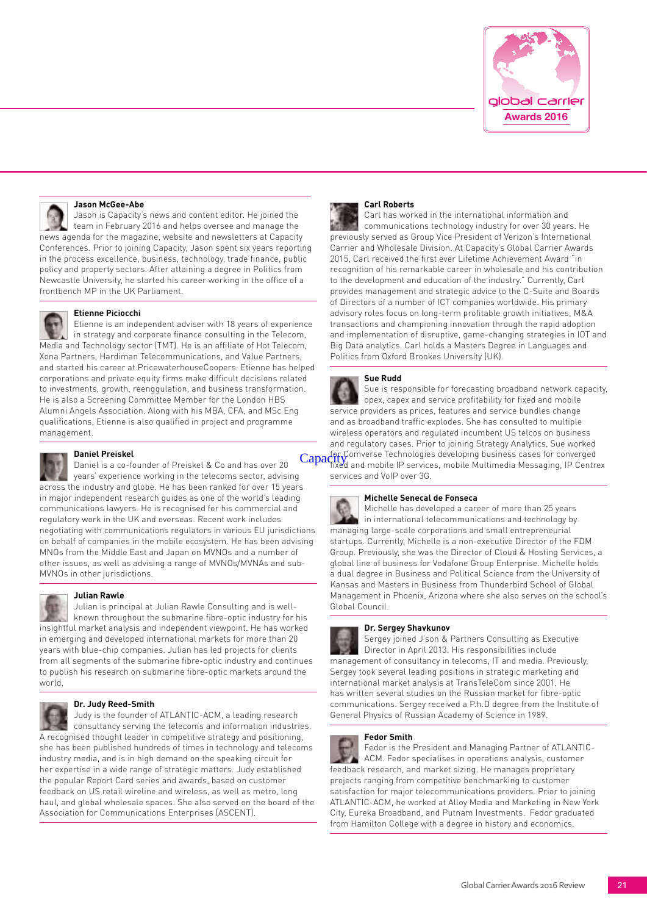### Jason McGee-Abe

Jason is Capacity's news and content editor. He joined the team in February 2016 and helps oversee and manage the news agenda for the magazine, website and newsletters at Capacity Conferences. Prior to joining Capacity, Jason spent six years reporting in the process excellence, business, technology, trade finance, public policy and property sectors. After attaining a degree in Politics from Newcastle University, he started his career working in the office of a frontbench MP in the UK Parliament.

### Etienne Piciocchi

Etienne is an independent adviser with 18 years of experience in strategy and corporate finance consulting in the Telecom, Media and Technology sector (TMT). He is an affiliate of Hot Telecom, Xona Partners, Hardiman Telecommunications, and Value Partners, and started his career at PricewaterhouseCoopers. Etienne has helped corporations and private equity firms make difficult decisions related to investments, growth, reenggulation, and business transformation. He is also a Screening Committee Member for the London HBS Alumni Angels Association. Along with his MBA, CFA, and MSc Eng qualifications, Etienne is also qualified in project and programme management.

### Daniel Preiskel

Daniel is a co-founder of Preiskel & Co and has over 20 years' experience working in the telecoms sector, advising across the industry and globe. He has been ranked for over 15 years in major independent research guides as one of the world's leading communications lawyers. He is recognised for his commercial and regulatory work in the UK and overseas. Recent work includes negotiating with communications regulators in various EU jurisdictions on behalf of companies in the mobile ecosystem. He has been advising MNOs from the Middle East and Japan on MVNOs and a number of other issues, as well as advising a range of MVNOs/MVNAs and sub-MVNOs in other jurisdictions.

### Julian Rawle

Julian is principal at Julian Rawle Consulting and is well-known throughout the submarine fibre-optic industry for his insightful market analysis and independent viewpoint. He has worked in emerging and developed international markets for more than 20 years with blue-chip companies. Julian has led projects for clients from all segments of the submarine fibre-optic industry and continues to publish his research on submarine fibre-optic markets around the world.

### Dr. Judy Reed-Smith

Judy is the founder of ATLANTIC-ACM, a leading research consultancy serving the telecoms and information industries. A recognised thought leader in competitive strategy and positioning, she has been published hundreds of times in technology and telecoms industry media, and is in high demand on the speaking circuit for her expertise in a wide range of strategic matters. Judy established the popular Report Card series and awards, based on customer feedback on US retail wireline and wireless, as well as metro, long haul, and global wholesale spaces. She also served on the board of the Association for Communications Enterprises (ASCENT).

### Carl Roberts

Carl has worked in the international information and communications technology industry for over 30 years. He previously served as Group Vice President of Verizon's International Carrier and Wholesale Division. At Capacity's Global Carrier Awards 2015, Carl received the first ever Lifetime Achievement Award "in recognition of his remarkable career in wholesale and his contribution to the development and education of the industry." Currently, Carl provides management and strategic advice to the C-Suite and Boards of Directors of a number of ICT companies worldwide. His primary advisory roles focus on long-term profitable growth initiatives, M&A transactions and championing innovation through the rapid adoption and implementation of disruptive, game-changing strategies in IOT and Big Data analytics. Carl holds a Masters Degree in Languages and Politics from Oxford Brookes University (UK).

### Sue Rudd

Sue is responsible for forecasting broadband network capacity, opex, capex and service profitability for fixed and mobile service providers as prices, features and service bundles change and as broadband traffic explodes. She has consulted to multiple wireless operators and regulated incumbent US telcos on business and regulatory cases. Prior to joining Strategy Analytics, Sue worked for Comverse Technologies developing business cases for converged fixed and mobile IP services, mobile Multimedia Messaging, IP Centrex services and VoIP over 3G.

### Michelle Senecal de Fonseca

Michelle has developed a career of more than 25 years in international telecommunications and technology by managing large-scale corporations and small entrepreneurial startups. Currently, Michelle is a non-executive Director of the FDM Group. Previously, she was the Director of Cloud & Hosting Services, a global line of business for Vodafone Group Enterprise. Michelle holds a dual degree in Business and Political Science from the University of Kansas and Masters in Business from Thunderbird School of Global Management in Phoenix, Arizona where she also serves on the school's Global Council.

### Dr. Sergey Shavkunov

Sergey joined J'son & Partners Consulting as Executive Director in April 2013. His responsibilities include management of consultancy in telecoms, IT and media. Previously, Sergey took several leading positions in strategic marketing and international market analysis at TransTeleCom since 2001. He has written several studies on the Russian market for fibre-optic communications. Sergey received a P.h.D degree from the Institute of General Physics of Russian Academy of Science in 1989.

### Fedor Smith

Fedor is the President and Managing Partner of ATLANTIC-ACM. Fedor specialises in operations analysis, customer feedback research, and market sizing. He manages proprietary projects ranging from competitive benchmarking to customer satisfaction for major telecommunications providers. Prior to joining ATLANTIC-ACM, he worked at Alloy Media and Marketing in New York City, Eureka Broadband, and Putnam Investments. Fedor graduated from Hamilton College with a degree in history and economics.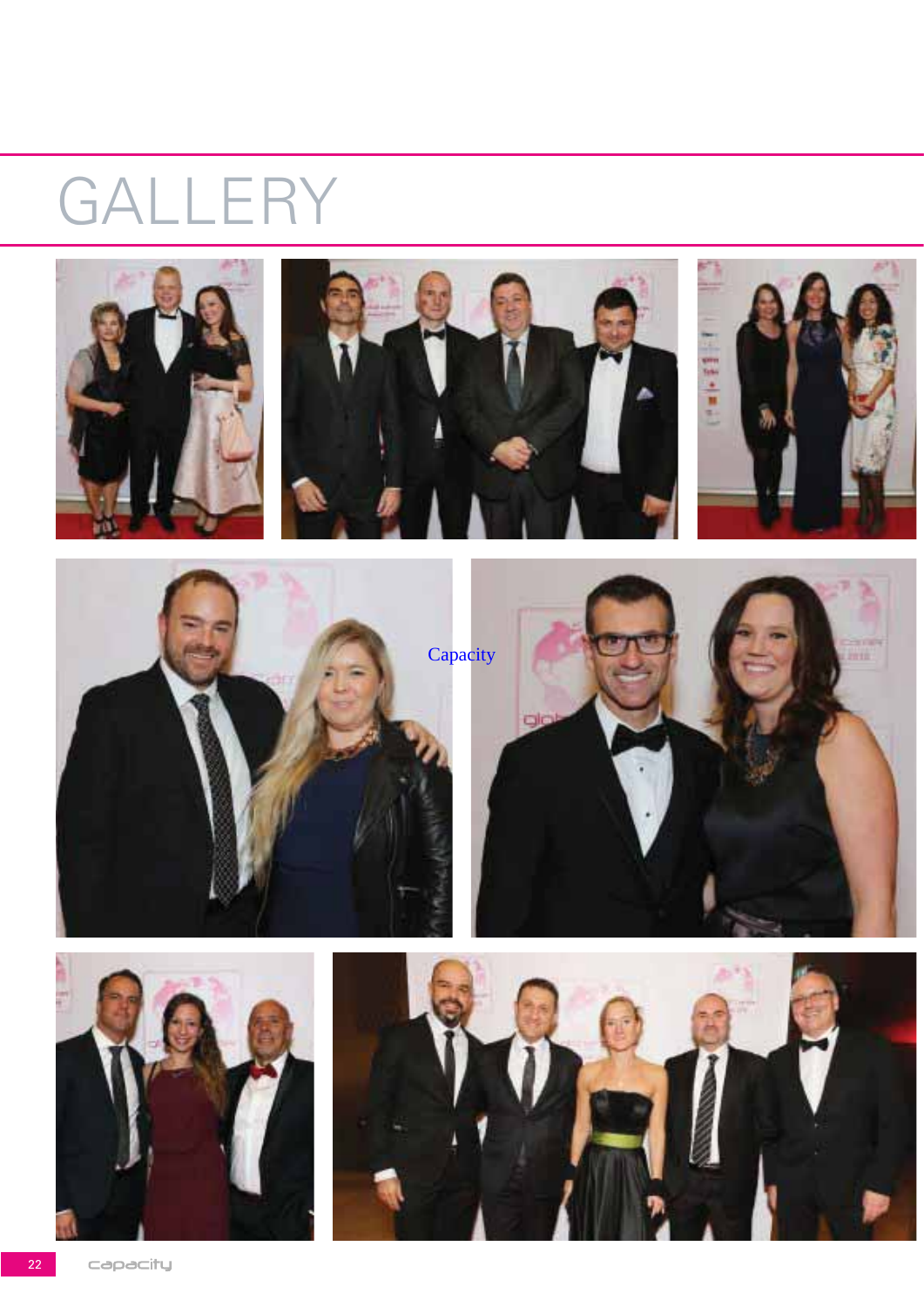# GALLERY

Capacity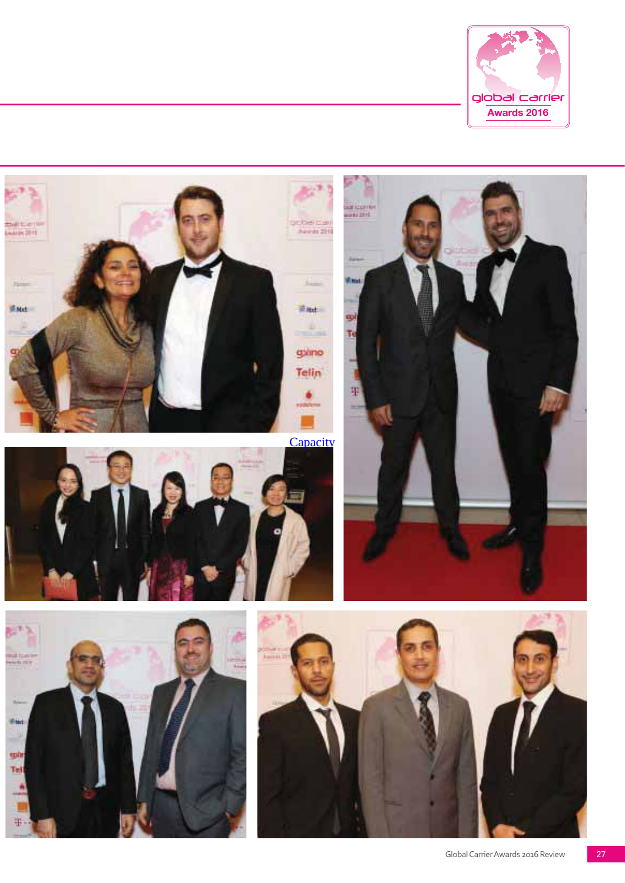Capacity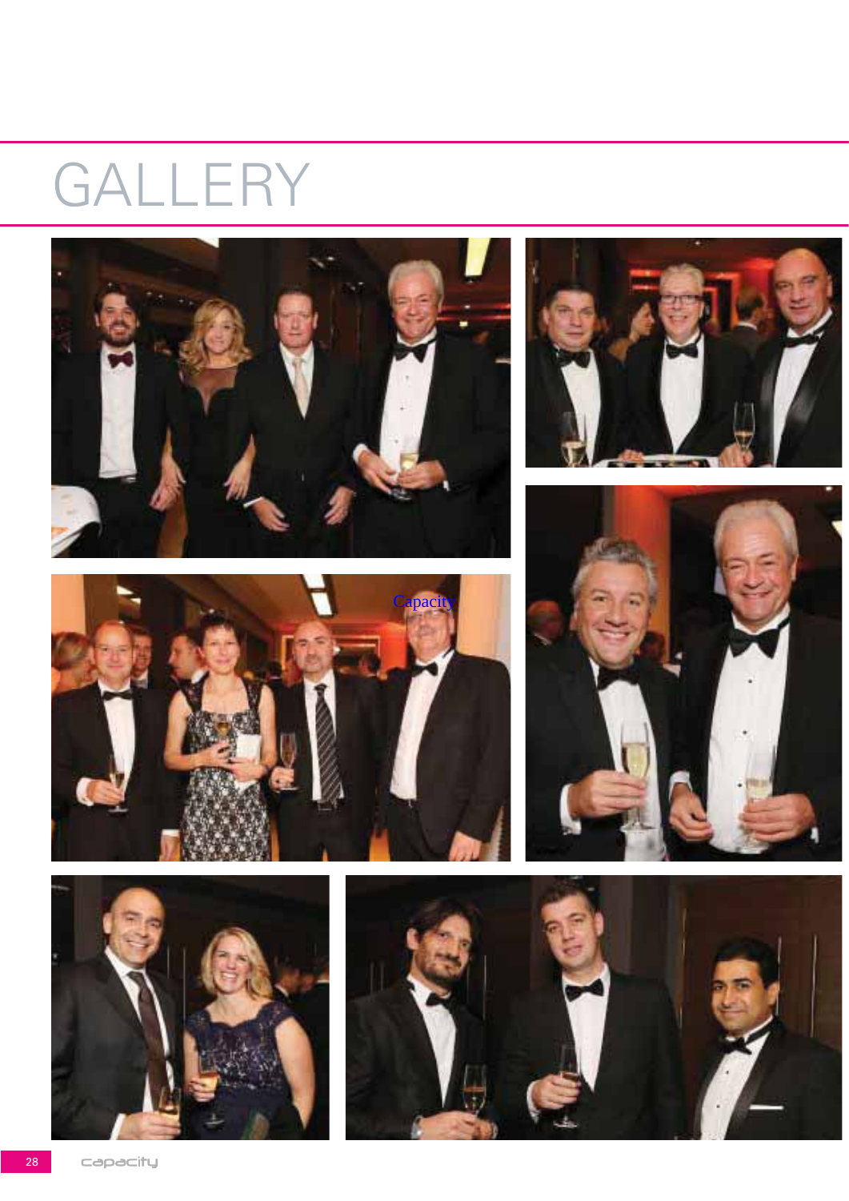# GALLERY

Capacity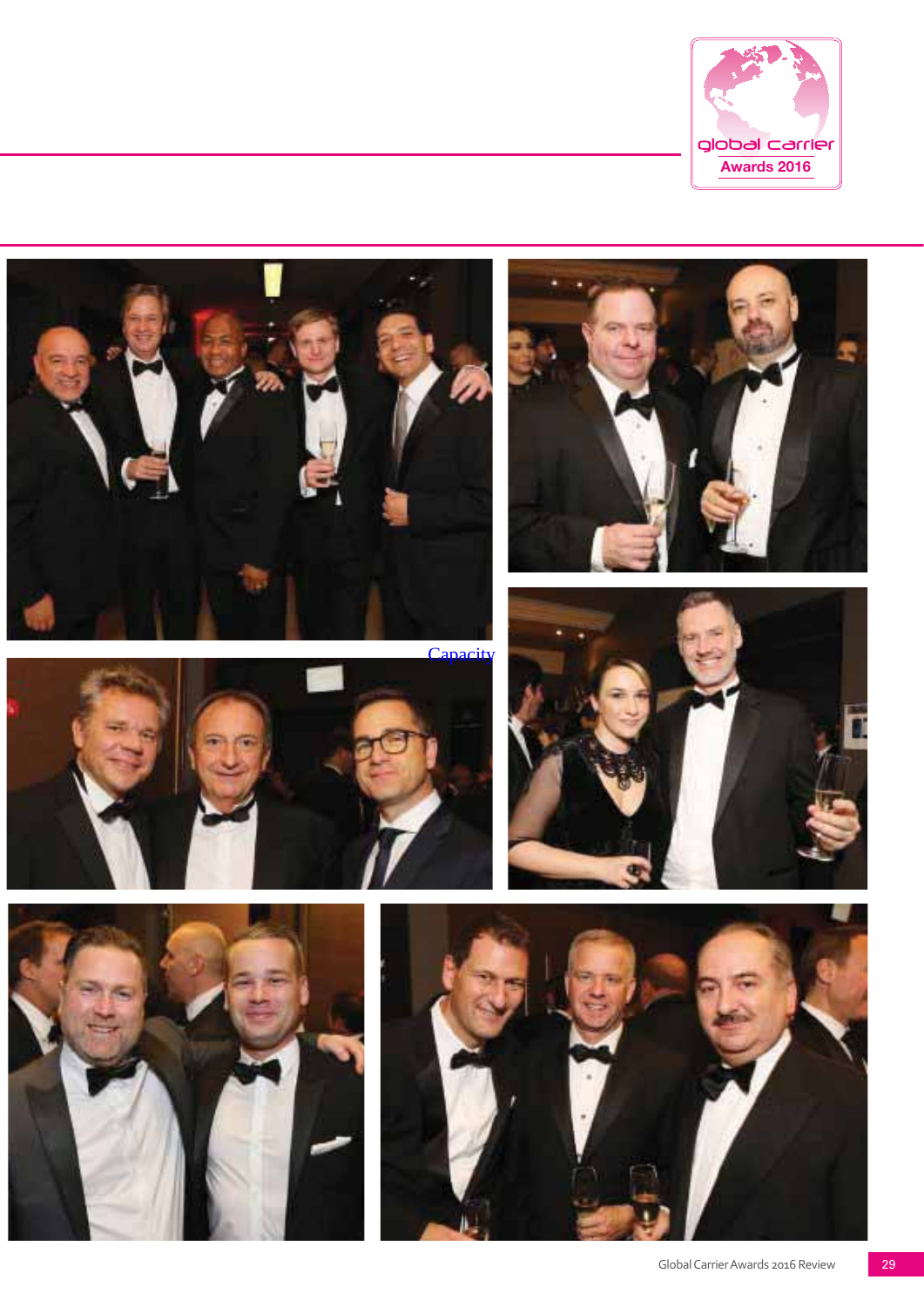Capacity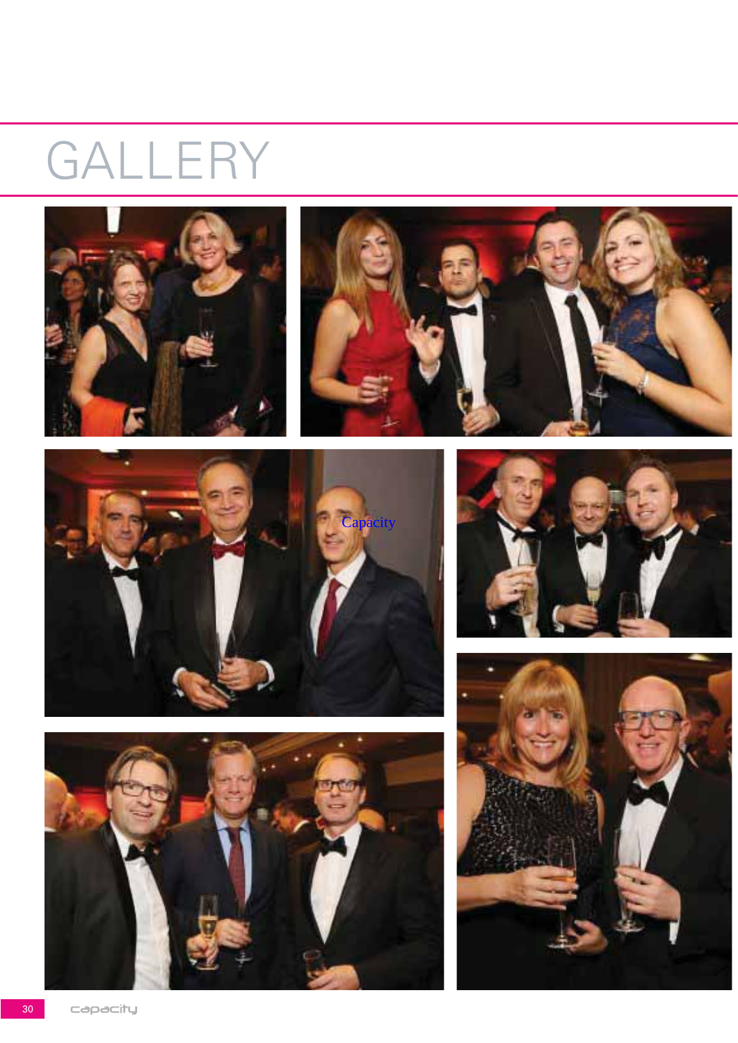# GALLERY

Capacity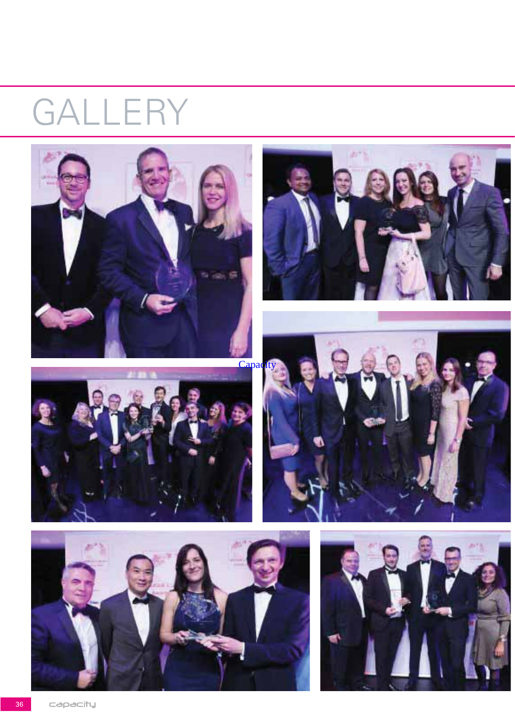# GALLERY

Capacity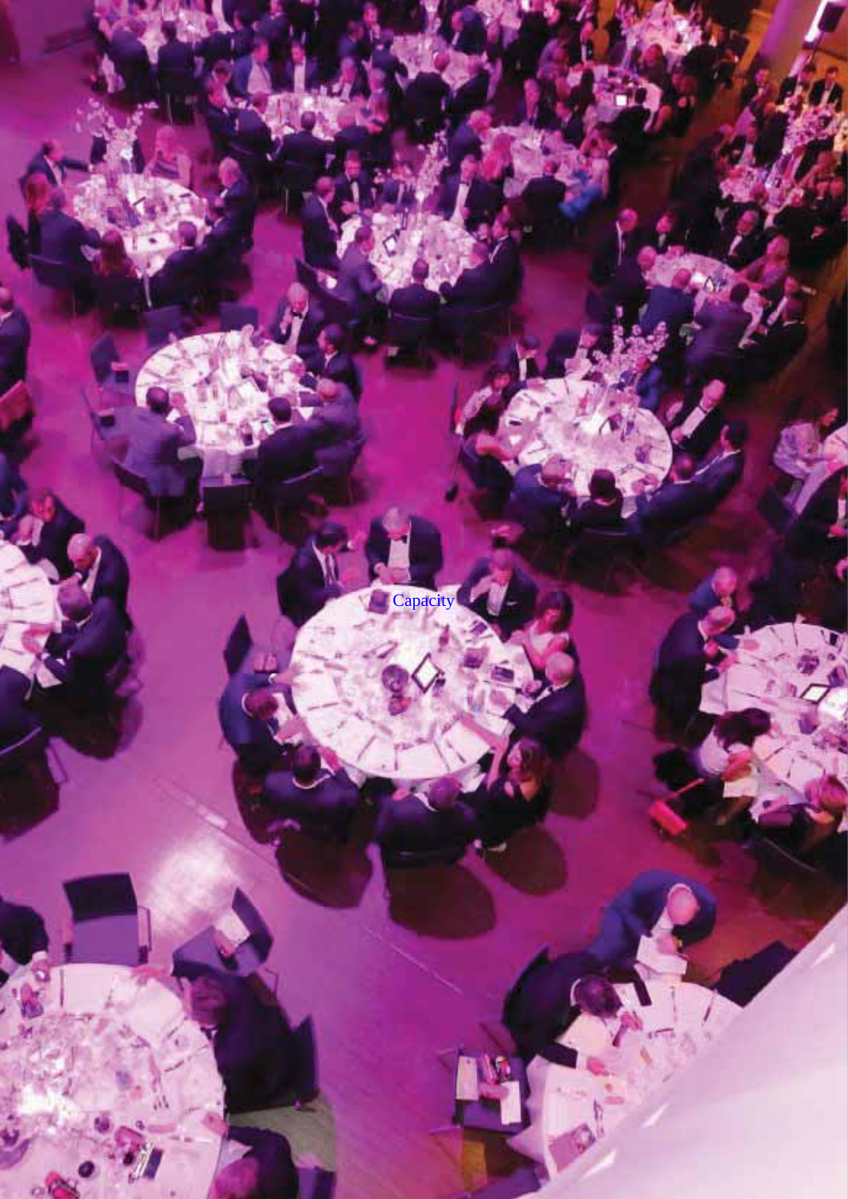Capacity